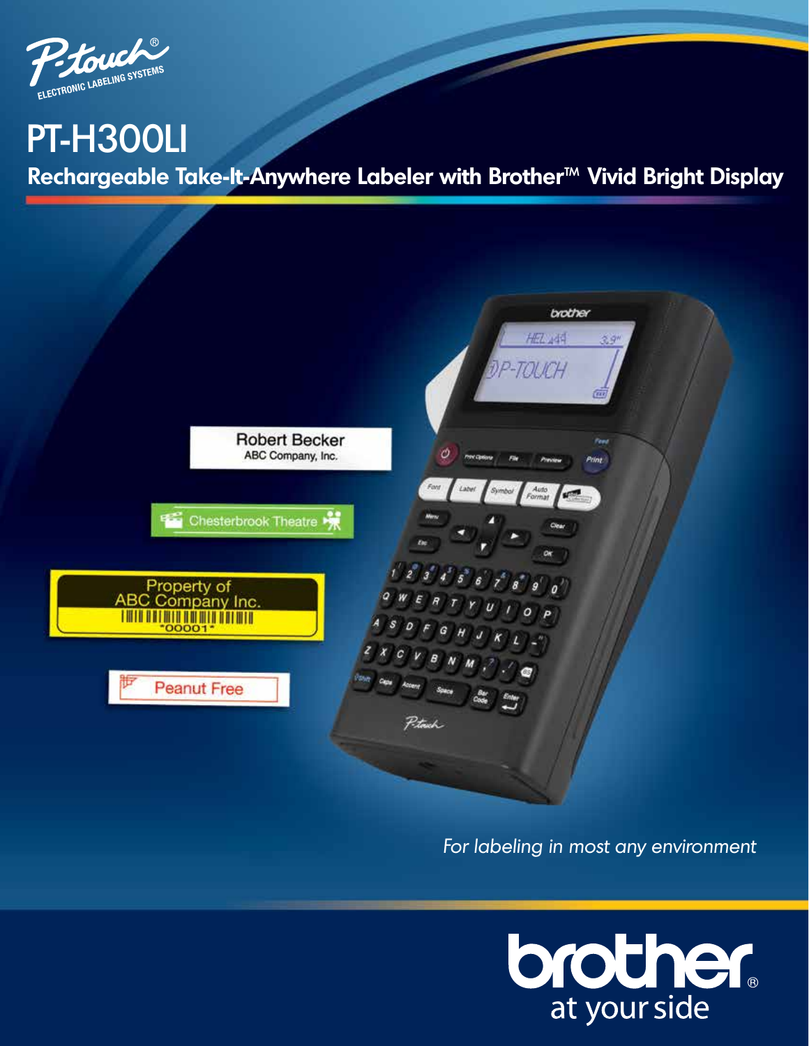P-touch®
ELECTRONIC LABELING SYSTEMS

# PT-H300LI

## Rechargeable Take-It-Anywhere Labeler with Brother™ Vivid Bright Display

*For labeling in most any environment*

brother®
at your side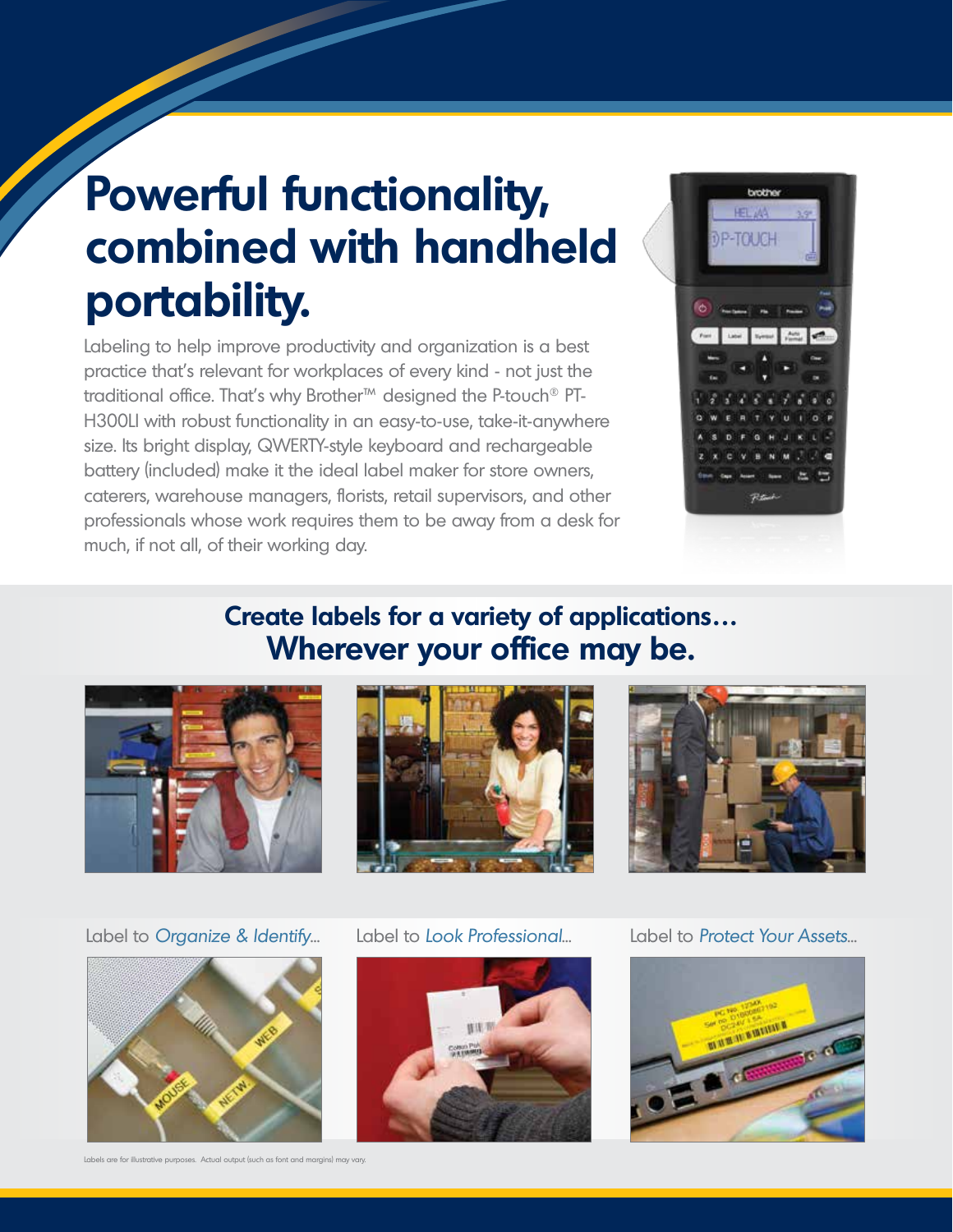# Powerful functionality, combined with handheld portability.

Labeling to help improve productivity and organization is a best practice that's relevant for workplaces of every kind - not just the traditional office. That's why Brother™ designed the P-touch® PT-H300LI with robust functionality in an easy-to-use, take-it-anywhere size. Its bright display, QWERTY-style keyboard and rechargeable battery (included) make it the ideal label maker for store owners, caterers, warehouse managers, florists, retail supervisors, and other professionals whose work requires them to be away from a desk for much, if not all, of their working day.

## Create labels for a variety of applications… Wherever your office may be.

Label to *Organize & Identify...*

Label to *Look Professional...*

Label to *Protect Your Assets...*

Labels are for illustrative purposes. Actual output (such as font and margins) may vary.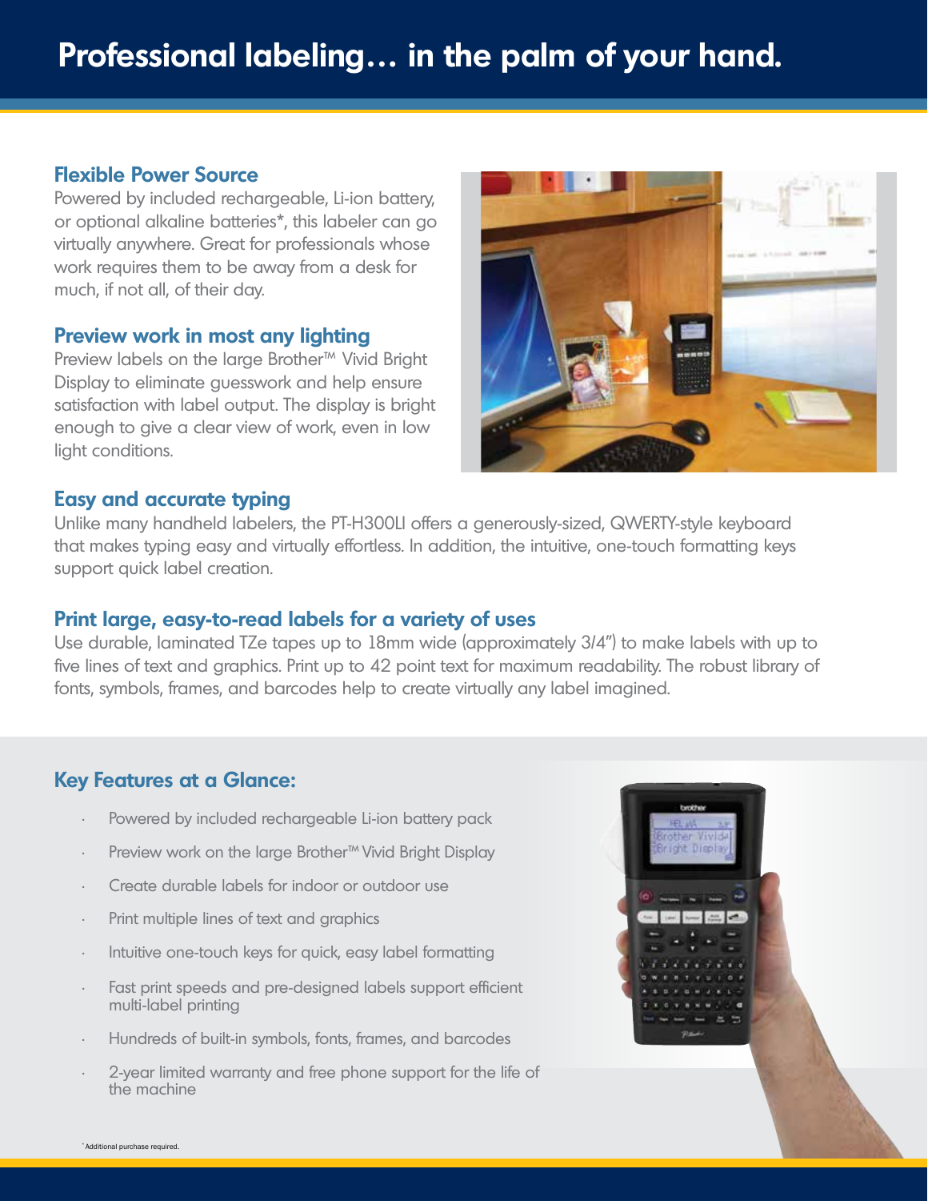# Professional labeling… in the palm of your hand.

## Flexible Power Source

Powered by included rechargeable, Li-ion battery, or optional alkaline batteries*, this labeler can go virtually anywhere. Great for professionals whose work requires them to be away from a desk for much, if not all, of their day.

## Preview work in most any lighting

Preview labels on the large Brother™ Vivid Bright Display to eliminate guesswork and help ensure satisfaction with label output. The display is bright enough to give a clear view of work, even in low light conditions.

## Easy and accurate typing

Unlike many handheld labelers, the PT-H300LI offers a generously-sized, QWERTY-style keyboard that makes typing easy and virtually effortless. In addition, the intuitive, one-touch formatting keys support quick label creation.

## Print large, easy-to-read labels for a variety of uses

Use durable, laminated TZe tapes up to 18mm wide (approximately 3/4") to make labels with up to five lines of text and graphics. Print up to 42 point text for maximum readability. The robust library of fonts, symbols, frames, and barcodes help to create virtually any label imagined.

## Key Features at a Glance:

- Powered by included rechargeable Li-ion battery pack
- Preview work on the large Brother™ Vivid Bright Display
- Create durable labels for indoor or outdoor use
- Print multiple lines of text and graphics
- Intuitive one-touch keys for quick, easy label formatting
- Fast print speeds and pre-designed labels support efficient multi-label printing
- Hundreds of built-in symbols, fonts, frames, and barcodes
- 2-year limited warranty and free phone support for the life of the machine

* Additional purchase required.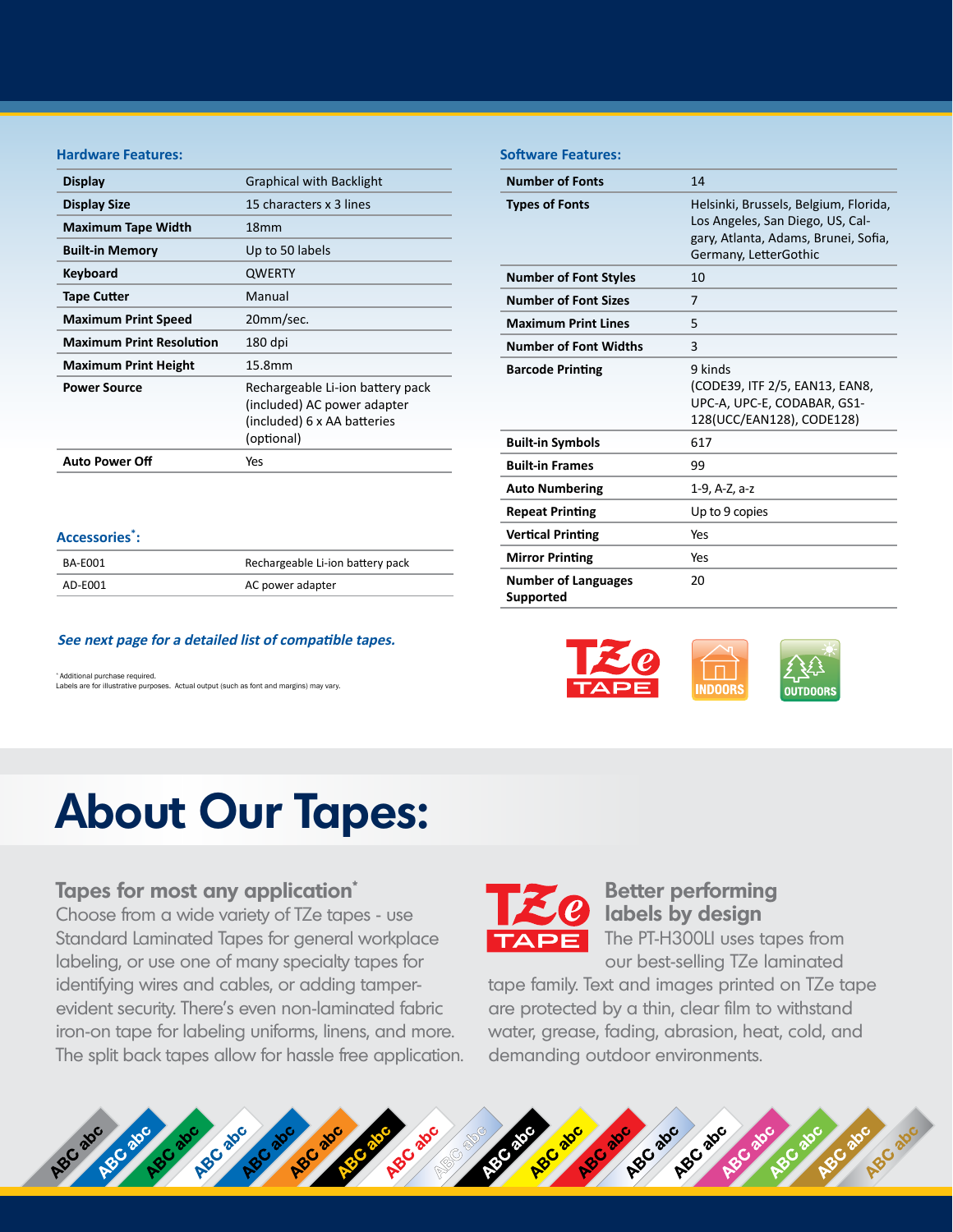### Hardware Features:

| Display | Graphical with Backlight |
|---|---|
| Display Size | 15 characters x 3 lines |
| Maximum Tape Width | 18mm |
| Built-in Memory | Up to 50 labels |
| Keyboard | QWERTY |
| Tape Cutter | Manual |
| Maximum Print Speed | 20mm/sec. |
| Maximum Print Resolution | 180 dpi |
| Maximum Print Height | 15.8mm |
| Power Source | Rechargeable Li-ion battery pack (included) AC power adapter (included) 6 x AA batteries (optional) |
| Auto Power Off | Yes |

### Accessories*:

| BA-E001 | Rechargeable Li-ion battery pack |
|---|---|
| AD-E001 | AC power adapter |

***See next page for a detailed list of compatible tapes.***

* Additional purchase required.
Labels are for illustrative purposes. Actual output (such as font and margins) may vary.

### Software Features:

| Number of Fonts | 14 |
|---|---|
| Types of Fonts | Helsinki, Brussels, Belgium, Florida, Los Angeles, San Diego, US, Calgary, Atlanta, Adams, Brunei, Sofia, Germany, LetterGothic |
| Number of Font Styles | 10 |
| Number of Font Sizes | 7 |
| Maximum Print Lines | 5 |
| Number of Font Widths | 3 |
| Barcode Printing | 9 kinds (CODE39, ITF 2/5, EAN13, EAN8, UPC-A, UPC-E, CODABAR, GS1-128(UCC/EAN128), CODE128) |
| Built-in Symbols | 617 |
| Built-in Frames | 99 |
| Auto Numbering | 1-9, A-Z, a-z |
| Repeat Printing | Up to 9 copies |
| Vertical Printing | Yes |
| Mirror Printing | Yes |
| Number of Languages Supported | 20 |

TZe TAPE · INDOORS · OUTDOORS

# About Our Tapes:

## Tapes for most any application*

Choose from a wide variety of TZe tapes - use Standard Laminated Tapes for general workplace labeling, or use one of many specialty tapes for identifying wires and cables, or adding tamper-evident security. There's even non-laminated fabric iron-on tape for labeling uniforms, linens, and more. The split back tapes allow for hassle free application.

## Better performing labels by design

The PT-H300LI uses tapes from our best-selling TZe laminated tape family. Text and images printed on TZe tape are protected by a thin, clear film to withstand water, grease, fading, abrasion, heat, cold, and demanding outdoor environments.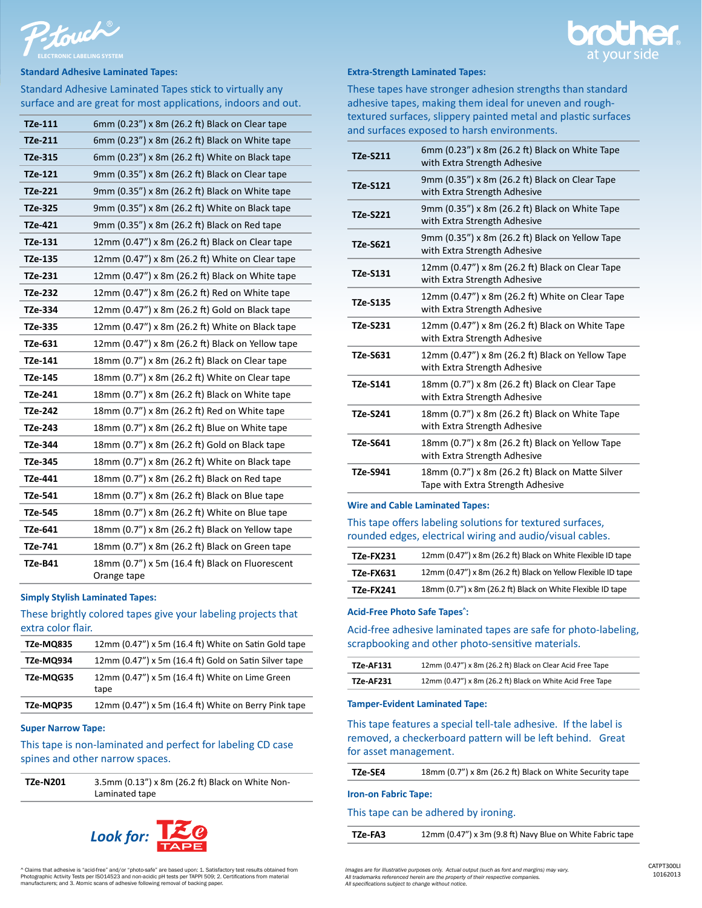### Standard Adhesive Laminated Tapes:

Standard Adhesive Laminated Tapes stick to virtually any surface and are great for most applications, indoors and out.

| | |
|---|---|
| **TZe-111** | 6mm (0.23") x 8m (26.2 ft) Black on Clear tape |
| **TZe-211** | 6mm (0.23") x 8m (26.2 ft) Black on White tape |
| **TZe-315** | 6mm (0.23") x 8m (26.2 ft) White on Black tape |
| **TZe-121** | 9mm (0.35") x 8m (26.2 ft) Black on Clear tape |
| **TZe-221** | 9mm (0.35") x 8m (26.2 ft) Black on White tape |
| **TZe-325** | 9mm (0.35") x 8m (26.2 ft) White on Black tape |
| **TZe-421** | 9mm (0.35") x 8m (26.2 ft) Black on Red tape |
| **TZe-131** | 12mm (0.47") x 8m (26.2 ft) Black on Clear tape |
| **TZe-135** | 12mm (0.47") x 8m (26.2 ft) White on Clear tape |
| **TZe-231** | 12mm (0.47") x 8m (26.2 ft) Black on White tape |
| **TZe-232** | 12mm (0.47") x 8m (26.2 ft) Red on White tape |
| **TZe-334** | 12mm (0.47") x 8m (26.2 ft) Gold on Black tape |
| **TZe-335** | 12mm (0.47") x 8m (26.2 ft) White on Black tape |
| **TZe-631** | 12mm (0.47") x 8m (26.2 ft) Black on Yellow tape |
| **TZe-141** | 18mm (0.7") x 8m (26.2 ft) Black on Clear tape |
| **TZe-145** | 18mm (0.7") x 8m (26.2 ft) White on Clear tape |
| **TZe-241** | 18mm (0.7") x 8m (26.2 ft) Black on White tape |
| **TZe-242** | 18mm (0.7") x 8m (26.2 ft) Red on White tape |
| **TZe-243** | 18mm (0.7") x 8m (26.2 ft) Blue on White tape |
| **TZe-344** | 18mm (0.7") x 8m (26.2 ft) Gold on Black tape |
| **TZe-345** | 18mm (0.7") x 8m (26.2 ft) White on Black tape |
| **TZe-441** | 18mm (0.7") x 8m (26.2 ft) Black on Red tape |
| **TZe-541** | 18mm (0.7") x 8m (26.2 ft) Black on Blue tape |
| **TZe-545** | 18mm (0.7") x 8m (26.2 ft) White on Blue tape |
| **TZe-641** | 18mm (0.7") x 8m (26.2 ft) Black on Yellow tape |
| **TZe-741** | 18mm (0.7") x 8m (26.2 ft) Black on Green tape |
| **TZe-B41** | 18mm (0.7") x 5m (16.4 ft) Black on Fluorescent Orange tape |

### Simply Stylish Laminated Tapes:

These brightly colored tapes give your labeling projects that extra color flair.

| | |
|---|---|
| **TZe-MQ835** | 12mm (0.47") x 5m (16.4 ft) White on Satin Gold tape |
| **TZe-MQ934** | 12mm (0.47") x 5m (16.4 ft) Gold on Satin Silver tape |
| **TZe-MQG35** | 12mm (0.47") x 5m (16.4 ft) White on Lime Green tape |
| **TZe-MQP35** | 12mm (0.47") x 5m (16.4 ft) White on Berry Pink tape |

### Super Narrow Tape:

This tape is non-laminated and perfect for labeling CD case spines and other narrow spaces.

| | |
|---|---|
| **TZe-N201** | 3.5mm (0.13") x 8m (26.2 ft) Black on White Non-Laminated tape |

**Look for:** TZe TAPE

### Extra-Strength Laminated Tapes:

These tapes have stronger adhesion strengths than standard adhesive tapes, making them ideal for uneven and rough-textured surfaces, slippery painted metal and plastic surfaces and surfaces exposed to harsh environments.

| | |
|---|---|
| **TZe-S211** | 6mm (0.23") x 8m (26.2 ft) Black on White Tape with Extra Strength Adhesive |
| **TZe-S121** | 9mm (0.35") x 8m (26.2 ft) Black on Clear Tape with Extra Strength Adhesive |
| **TZe-S221** | 9mm (0.35") x 8m (26.2 ft) Black on White Tape with Extra Strength Adhesive |
| **TZe-S621** | 9mm (0.35") x 8m (26.2 ft) Black on Yellow Tape with Extra Strength Adhesive |
| **TZe-S131** | 12mm (0.47") x 8m (26.2 ft) Black on Clear Tape with Extra Strength Adhesive |
| **TZe-S135** | 12mm (0.47") x 8m (26.2 ft) White on Clear Tape with Extra Strength Adhesive |
| **TZe-S231** | 12mm (0.47") x 8m (26.2 ft) Black on White Tape with Extra Strength Adhesive |
| **TZe-S631** | 12mm (0.47") x 8m (26.2 ft) Black on Yellow Tape with Extra Strength Adhesive |
| **TZe-S141** | 18mm (0.7") x 8m (26.2 ft) Black on Clear Tape with Extra Strength Adhesive |
| **TZe-S241** | 18mm (0.7") x 8m (26.2 ft) Black on White Tape with Extra Strength Adhesive |
| **TZe-S641** | 18mm (0.7") x 8m (26.2 ft) Black on Yellow Tape with Extra Strength Adhesive |
| **TZe-S941** | 18mm (0.7") x 8m (26.2 ft) Black on Matte Silver Tape with Extra Strength Adhesive |

### Wire and Cable Laminated Tapes:

This tape offers labeling solutions for textured surfaces, rounded edges, electrical wiring and audio/visual cables.

| | |
|---|---|
| **TZe-FX231** | 12mm (0.47") x 8m (26.2 ft) Black on White Flexible ID tape |
| **TZe-FX631** | 12mm (0.47") x 8m (26.2 ft) Black on Yellow Flexible ID tape |
| **TZe-FX241** | 18mm (0.7") x 8m (26.2 ft) Black on White Flexible ID tape |

### Acid-Free Photo Safe Tapes^:

Acid-free adhesive laminated tapes are safe for photo-labeling, scrapbooking and other photo-sensitive materials.

| | |
|---|---|
| **TZe-AF131** | 12mm (0.47") x 8m (26.2 ft) Black on Clear Acid Free Tape |
| **TZe-AF231** | 12mm (0.47") x 8m (26.2 ft) Black on White Acid Free Tape |

### Tamper-Evident Laminated Tape:

This tape features a special tell-tale adhesive. If the label is removed, a checkerboard pattern will be left behind. Great for asset management.

| | |
|---|---|
| **TZe-SE4** | 18mm (0.7") x 8m (26.2 ft) Black on White Security tape |

### Iron-on Fabric Tape:

This tape can be adhered by ironing.

| | |
|---|---|
| **TZe-FA3** | 12mm (0.47") x 3m (9.8 ft) Navy Blue on White Fabric tape |

^ Claims that adhesive is "acid-free" and/or "photo-safe" are based upon: 1. Satisfactory test results obtained from Photographic Activity Tests per ISO14523 and non-acidic pH tests per TAPPI 509; 2. Certifications from material manufacturers; and 3. Atomic scans of adhesive following removal of backing paper.

*Images are for illustrative purposes only. Actual output (such as font and margins) may vary.*
*All trademarks referenced herein are the property of their respective companies.*
*All specifications subject to change without notice.*

CATPT300LI
10162013